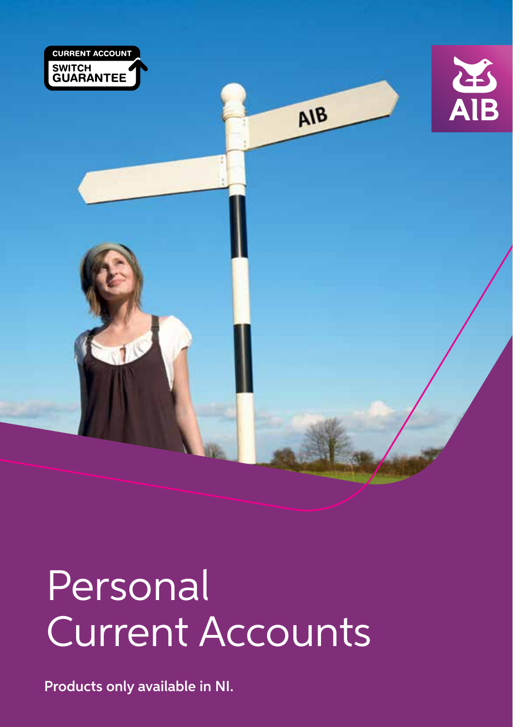CURRENT ACCOUNT SWITCH GUARANTEE

AIB

# Personal Current Accounts

Products only available in NI.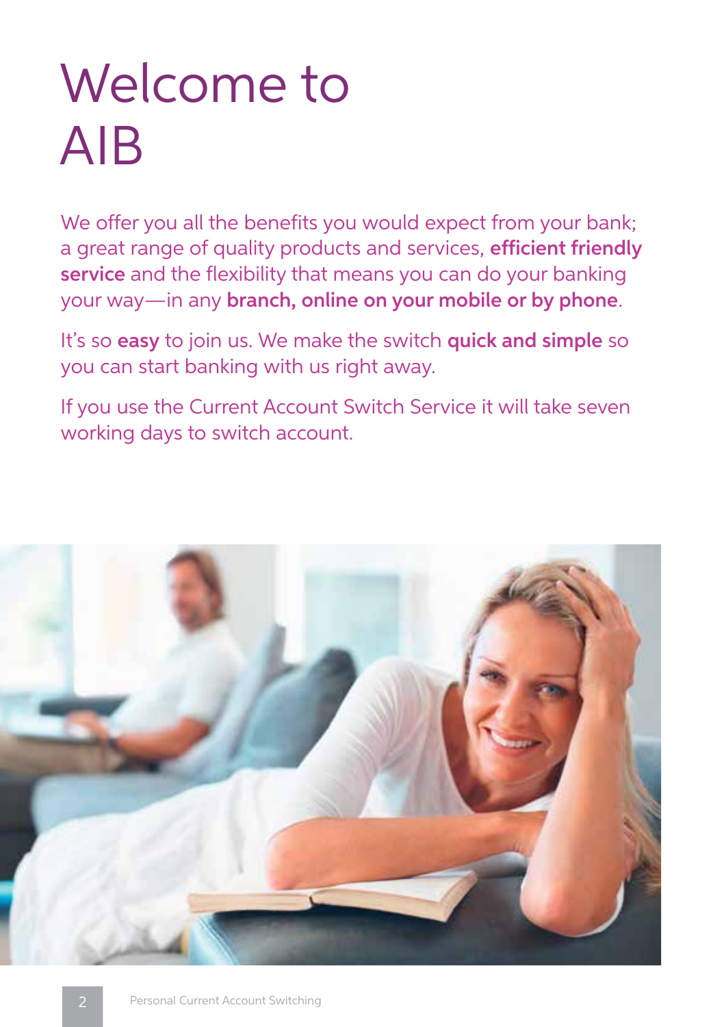# Welcome to AIB

We offer you all the benefits you would expect from your bank; a great range of quality products and services, **efficient friendly service** and the flexibility that means you can do your banking your way—in any **branch, online on your mobile or by phone**.

It's so **easy** to join us. We make the switch **quick and simple** so you can start banking with us right away.

If you use the Current Account Switch Service it will take seven working days to switch account.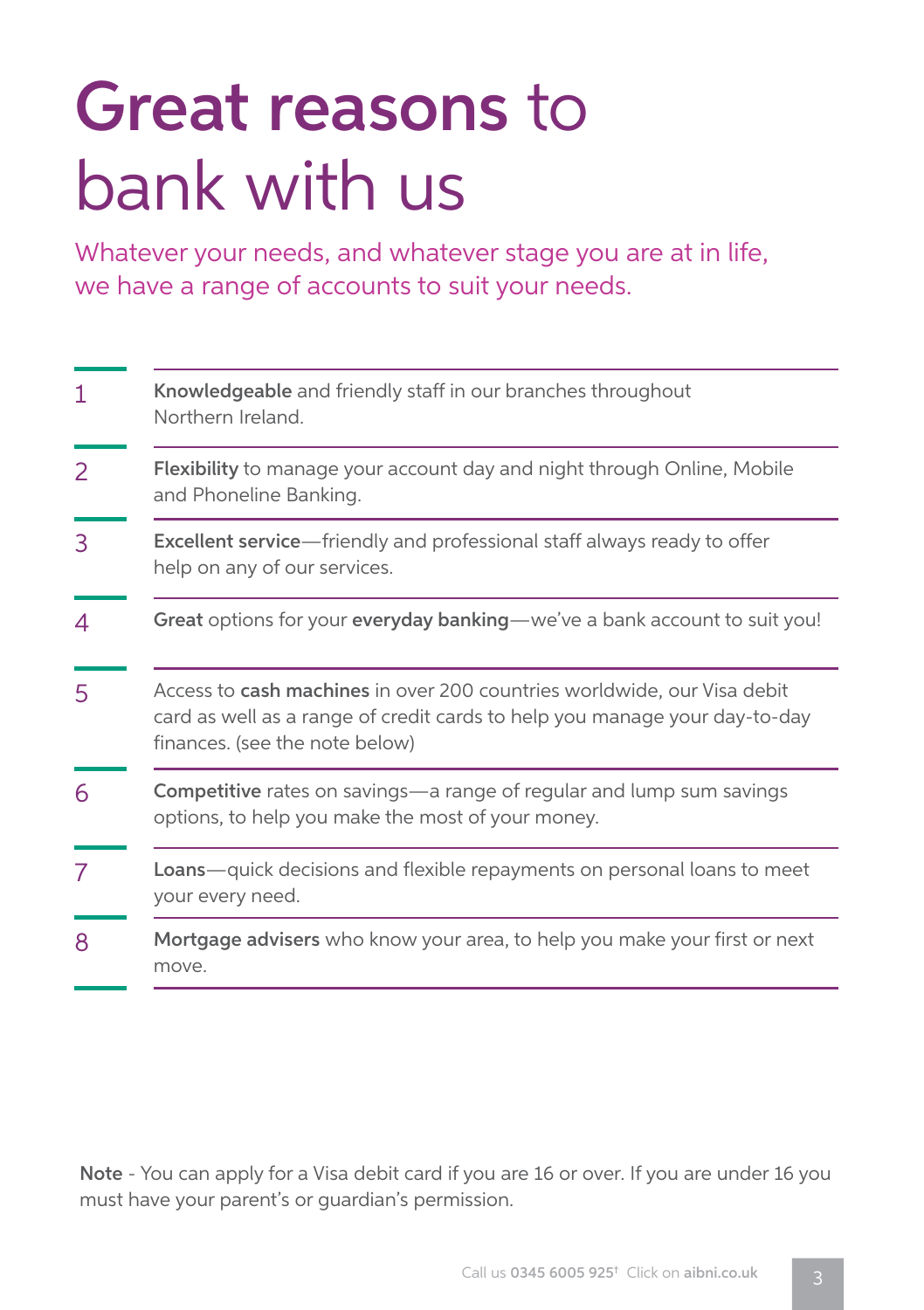# Great reasons to bank with us

Whatever your needs, and whatever stage you are at in life, we have a range of accounts to suit your needs.

1. **Knowledgeable** and friendly staff in our branches throughout Northern Ireland.
2. **Flexibility** to manage your account day and night through Online, Mobile and Phoneline Banking.
3. **Excellent service**—friendly and professional staff always ready to offer help on any of our services.
4. **Great** options for your **everyday banking**—we've a bank account to suit you!
5. Access to **cash machines** in over 200 countries worldwide, our Visa debit card as well as a range of credit cards to help you manage your day-to-day finances. (see the note below)
6. **Competitive** rates on savings—a range of regular and lump sum savings options, to help you make the most of your money.
7. **Loans**—quick decisions and flexible repayments on personal loans to meet your every need.
8. **Mortgage advisers** who know your area, to help you make your first or next move.

**Note** - You can apply for a Visa debit card if you are 16 or over. If you are under 16 you must have your parent's or guardian's permission.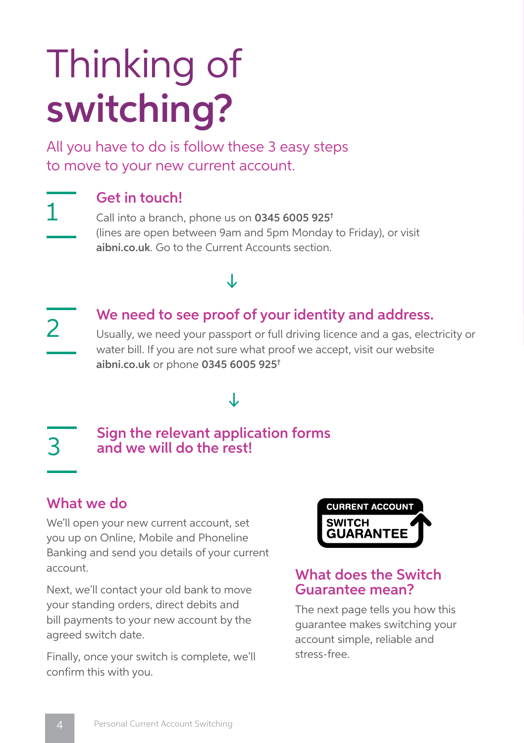# Thinking of **switching?**

All you have to do is follow these 3 easy steps to move to your new current account.

## 1 Get in touch!

Call into a branch, phone us on **0345 6005 925**† (lines are open between 9am and 5pm Monday to Friday), or visit **aibni.co.uk**. Go to the Current Accounts section.

↓

## 2 We need to see proof of your identity and address.

Usually, we need your passport or full driving licence and a gas, electricity or water bill. If you are not sure what proof we accept, visit our website **aibni.co.uk** or phone **0345 6005 925**†

↓

## 3 Sign the relevant application forms and we will do the rest!

### What we do

We'll open your new current account, set you up on Online, Mobile and Phoneline Banking and send you details of your current account.

Next, we'll contact your old bank to move your standing orders, direct debits and bill payments to your new account by the agreed switch date.

Finally, once your switch is complete, we'll confirm this with you.

CURRENT ACCOUNT SWITCH GUARANTEE

### What does the Switch Guarantee mean?

The next page tells you how this guarantee makes switching your account simple, reliable and stress-free.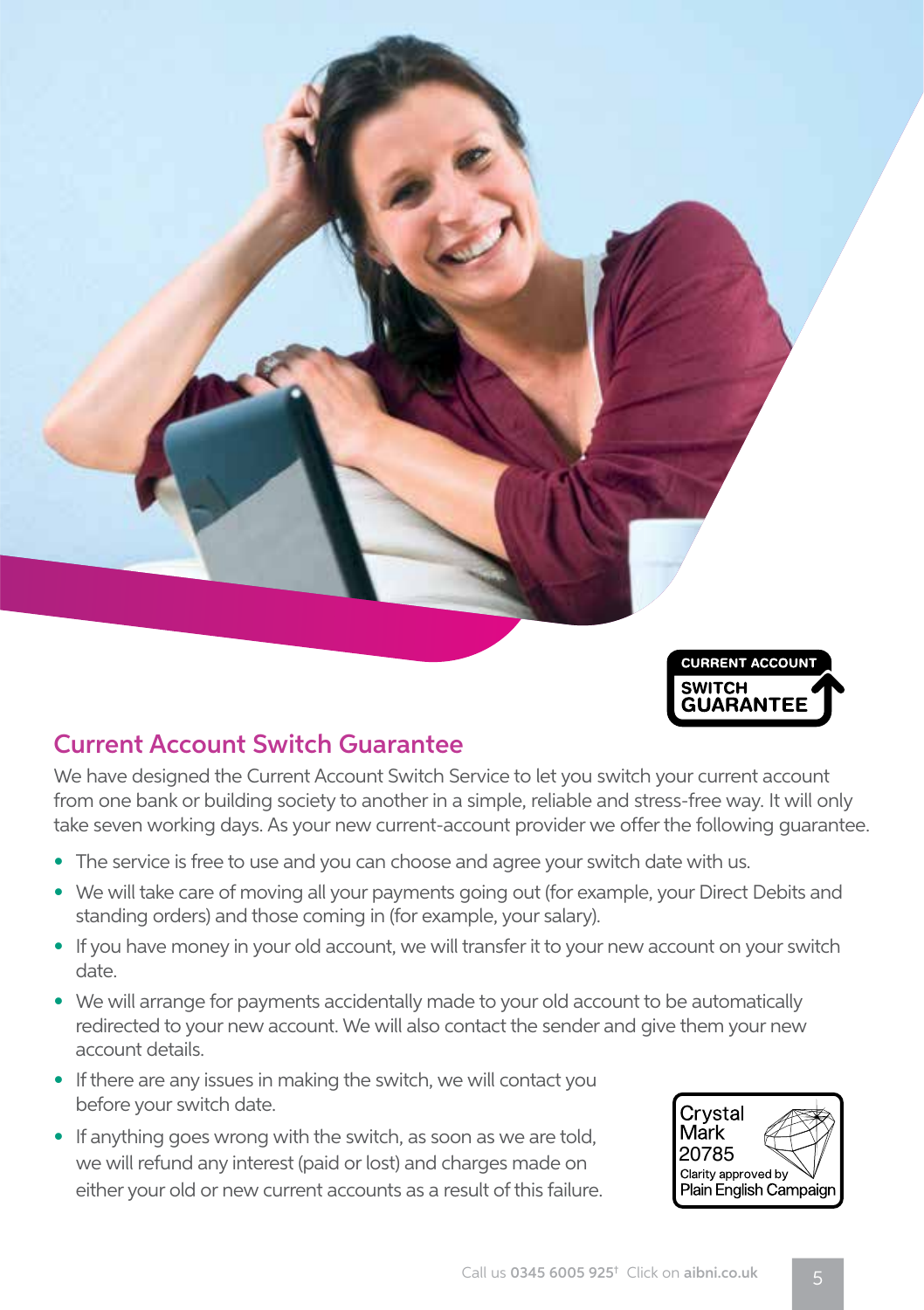## Current Account Switch Guarantee

We have designed the Current Account Switch Service to let you switch your current account from one bank or building society to another in a simple, reliable and stress-free way. It will only take seven working days. As your new current-account provider we offer the following guarantee.

- The service is free to use and you can choose and agree your switch date with us.
- We will take care of moving all your payments going out (for example, your Direct Debits and standing orders) and those coming in (for example, your salary).
- If you have money in your old account, we will transfer it to your new account on your switch date.
- We will arrange for payments accidentally made to your old account to be automatically redirected to your new account. We will also contact the sender and give them your new account details.
- If there are any issues in making the switch, we will contact you before your switch date.
- If anything goes wrong with the switch, as soon as we are told, we will refund any interest (paid or lost) and charges made on either your old or new current accounts as a result of this failure.

Crystal Mark 20785
Clarity approved by Plain English Campaign

Call us **0345 6005 925**† Click on **aibni.co.uk**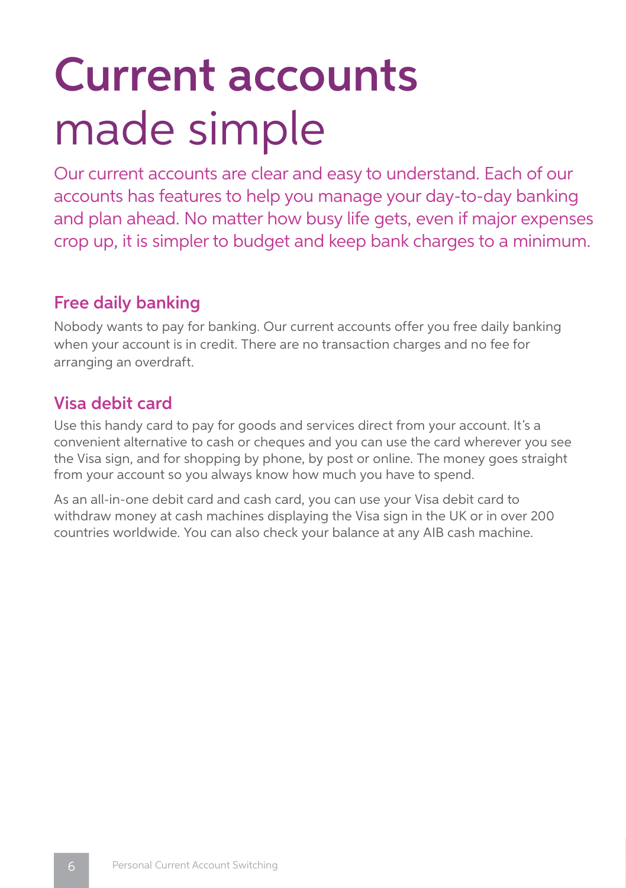# Current accounts made simple

Our current accounts are clear and easy to understand. Each of our accounts has features to help you manage your day-to-day banking and plan ahead. No matter how busy life gets, even if major expenses crop up, it is simpler to budget and keep bank charges to a minimum.

## Free daily banking

Nobody wants to pay for banking. Our current accounts offer you free daily banking when your account is in credit. There are no transaction charges and no fee for arranging an overdraft.

## Visa debit card

Use this handy card to pay for goods and services direct from your account. It's a convenient alternative to cash or cheques and you can use the card wherever you see the Visa sign, and for shopping by phone, by post or online. The money goes straight from your account so you always know how much you have to spend.

As an all-in-one debit card and cash card, you can use your Visa debit card to withdraw money at cash machines displaying the Visa sign in the UK or in over 200 countries worldwide. You can also check your balance at any AIB cash machine.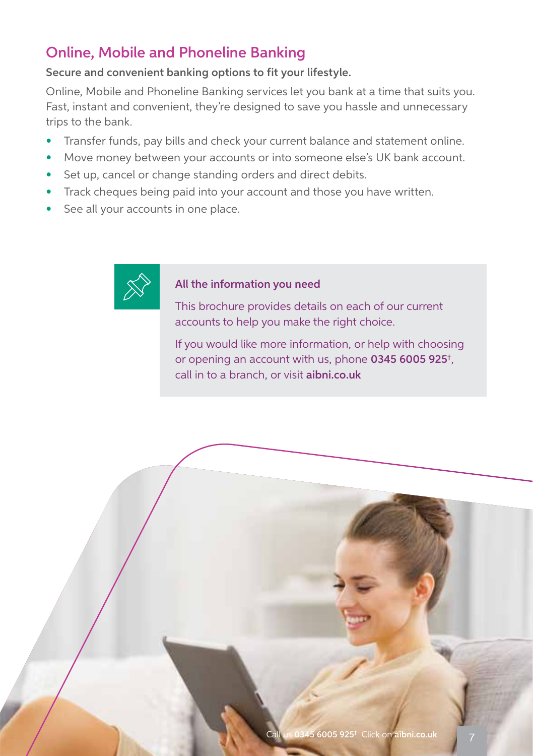## Online, Mobile and Phoneline Banking

**Secure and convenient banking options to fit your lifestyle.**

Online, Mobile and Phoneline Banking services let you bank at a time that suits you. Fast, instant and convenient, they're designed to save you hassle and unnecessary trips to the bank.

- Transfer funds, pay bills and check your current balance and statement online.
- Move money between your accounts or into someone else's UK bank account.
- Set up, cancel or change standing orders and direct debits.
- Track cheques being paid into your account and those you have written.
- See all your accounts in one place.

**All the information you need**

This brochure provides details on each of our current accounts to help you make the right choice.

If you would like more information, or help with choosing or opening an account with us, phone **0345 6005 925**†, call in to a branch, or visit **aibni.co.uk**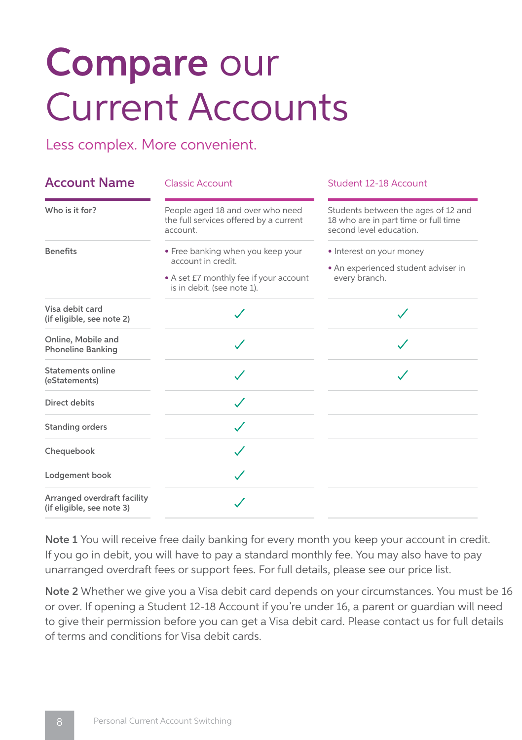# Compare our Current Accounts

Less complex. More convenient.

| Account Name | Classic Account | Student 12-18 Account |
| --- | --- | --- |
| **Who is it for?** | People aged 18 and over who need the full services offered by a current account. | Students between the ages of 12 and 18 who are in part time or full time second level education. |
| **Benefits** | • Free banking when you keep your account in credit.<br>• A set £7 monthly fee if your account is in debit. (see note 1). | • Interest on your money<br>• An experienced student adviser in every branch. |
| **Visa debit card (if eligible, see note 2)** | ✓ | ✓ |
| **Online, Mobile and Phoneline Banking** | ✓ | ✓ |
| **Statements online (eStatements)** | ✓ | ✓ |
| **Direct debits** | ✓ | |
| **Standing orders** | ✓ | |
| **Chequebook** | ✓ | |
| **Lodgement book** | ✓ | |
| **Arranged overdraft facility (if eligible, see note 3)** | ✓ | |

**Note 1** You will receive free daily banking for every month you keep your account in credit. If you go in debit, you will have to pay a standard monthly fee. You may also have to pay unarranged overdraft fees or support fees. For full details, please see our price list.

**Note 2** Whether we give you a Visa debit card depends on your circumstances. You must be 16 or over. If opening a Student 12-18 Account if you're under 16, a parent or guardian will need to give their permission before you can get a Visa debit card. Please contact us for full details of terms and conditions for Visa debit cards.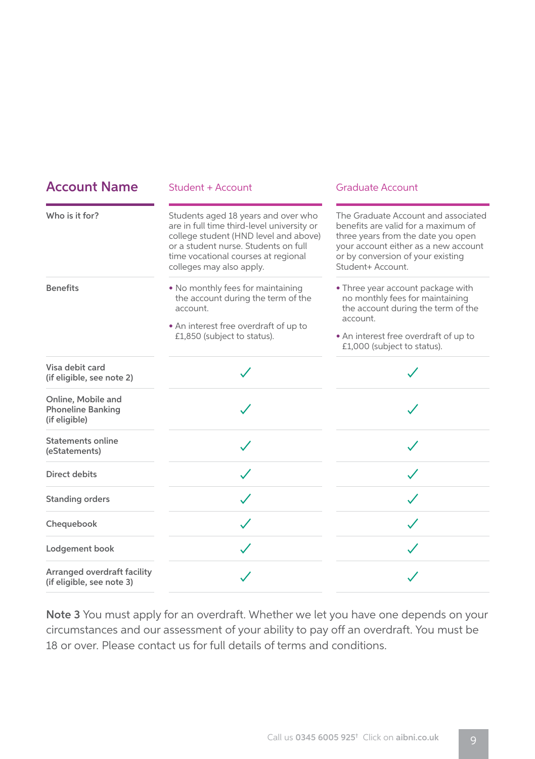| Account Name | Student + Account | Graduate Account |
| --- | --- | --- |
| Who is it for? | Students aged 18 years and over who are in full time third-level university or college student (HND level and above) or a student nurse. Students on full time vocational courses at regional colleges may also apply. | The Graduate Account and associated benefits are valid for a maximum of three years from the date you open your account either as a new account or by conversion of your existing Student+ Account. |
| Benefits | • No monthly fees for maintaining the account during the term of the account.<br>• An interest free overdraft of up to £1,850 (subject to status). | • Three year account package with no monthly fees for maintaining the account during the term of the account.<br>• An interest free overdraft of up to £1,000 (subject to status). |
| Visa debit card (if eligible, see note 2) | ✓ | ✓ |
| Online, Mobile and Phoneline Banking (if eligible) | ✓ | ✓ |
| Statements online (eStatements) | ✓ | ✓ |
| Direct debits | ✓ | ✓ |
| Standing orders | ✓ | ✓ |
| Chequebook | ✓ | ✓ |
| Lodgement book | ✓ | ✓ |
| Arranged overdraft facility (if eligible, see note 3) | ✓ | ✓ |

**Note 3** You must apply for an overdraft. Whether we let you have one depends on your circumstances and our assessment of your ability to pay off an overdraft. You must be 18 or over. Please contact us for full details of terms and conditions.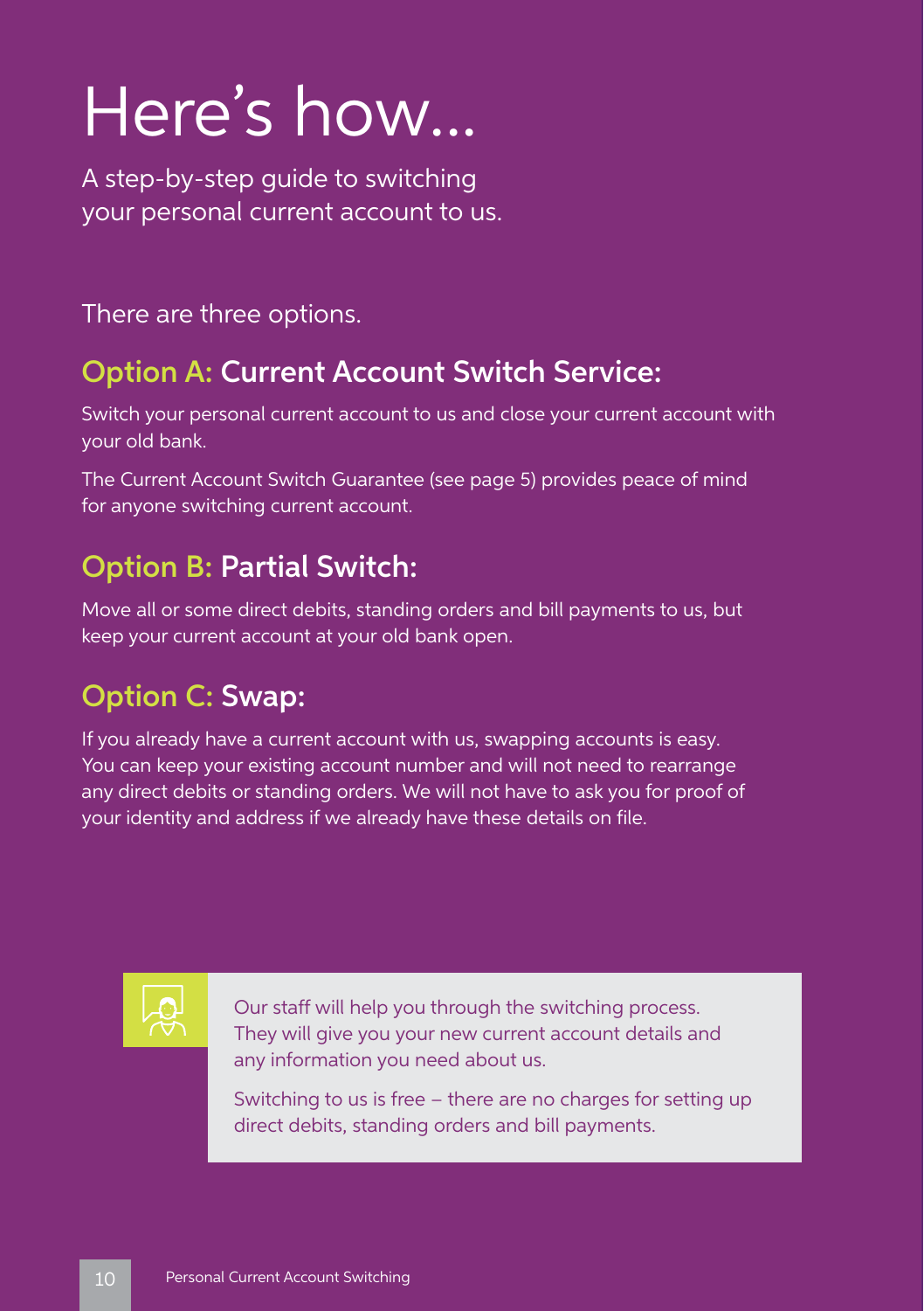# Here's how...

A step-by-step guide to switching your personal current account to us.

There are three options.

## Option A: Current Account Switch Service:

Switch your personal current account to us and close your current account with your old bank.

The Current Account Switch Guarantee (see page 5) provides peace of mind for anyone switching current account.

## Option B: Partial Switch:

Move all or some direct debits, standing orders and bill payments to us, but keep your current account at your old bank open.

## Option C: Swap:

If you already have a current account with us, swapping accounts is easy. You can keep your existing account number and will not need to rearrange any direct debits or standing orders. We will not have to ask you for proof of your identity and address if we already have these details on file.

Our staff will help you through the switching process. They will give you your new current account details and any information you need about us.

Switching to us is free – there are no charges for setting up direct debits, standing orders and bill payments.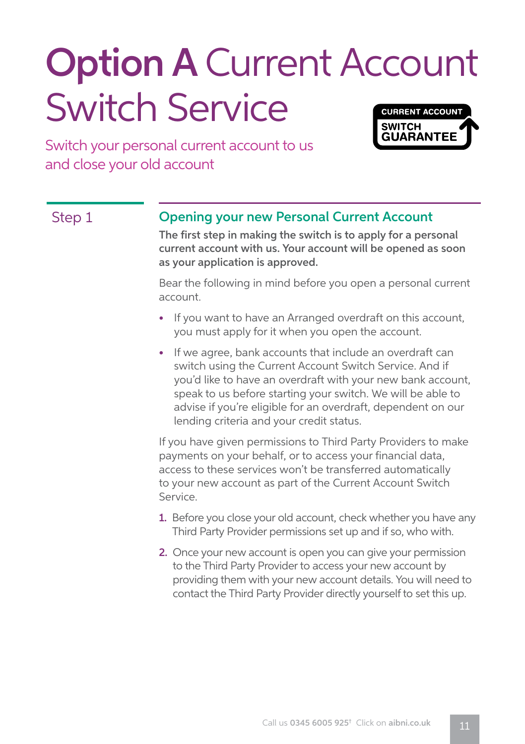# Option A Current Account Switch Service

CURRENT ACCOUNT SWITCH GUARANTEE

Switch your personal current account to us and close your old account

## Step 1

### Opening your new Personal Current Account

**The first step in making the switch is to apply for a personal current account with us. Your account will be opened as soon as your application is approved.**

Bear the following in mind before you open a personal current account.

- If you want to have an Arranged overdraft on this account, you must apply for it when you open the account.
- If we agree, bank accounts that include an overdraft can switch using the Current Account Switch Service. And if you'd like to have an overdraft with your new bank account, speak to us before starting your switch. We will be able to advise if you're eligible for an overdraft, dependent on our lending criteria and your credit status.

If you have given permissions to Third Party Providers to make payments on your behalf, or to access your financial data, access to these services won't be transferred automatically to your new account as part of the Current Account Switch Service.

1. Before you close your old account, check whether you have any Third Party Provider permissions set up and if so, who with.
2. Once your new account is open you can give your permission to the Third Party Provider to access your new account by providing them with your new account details. You will need to contact the Third Party Provider directly yourself to set this up.

Call us **0345 6005 925**† Click on **aibni.co.uk**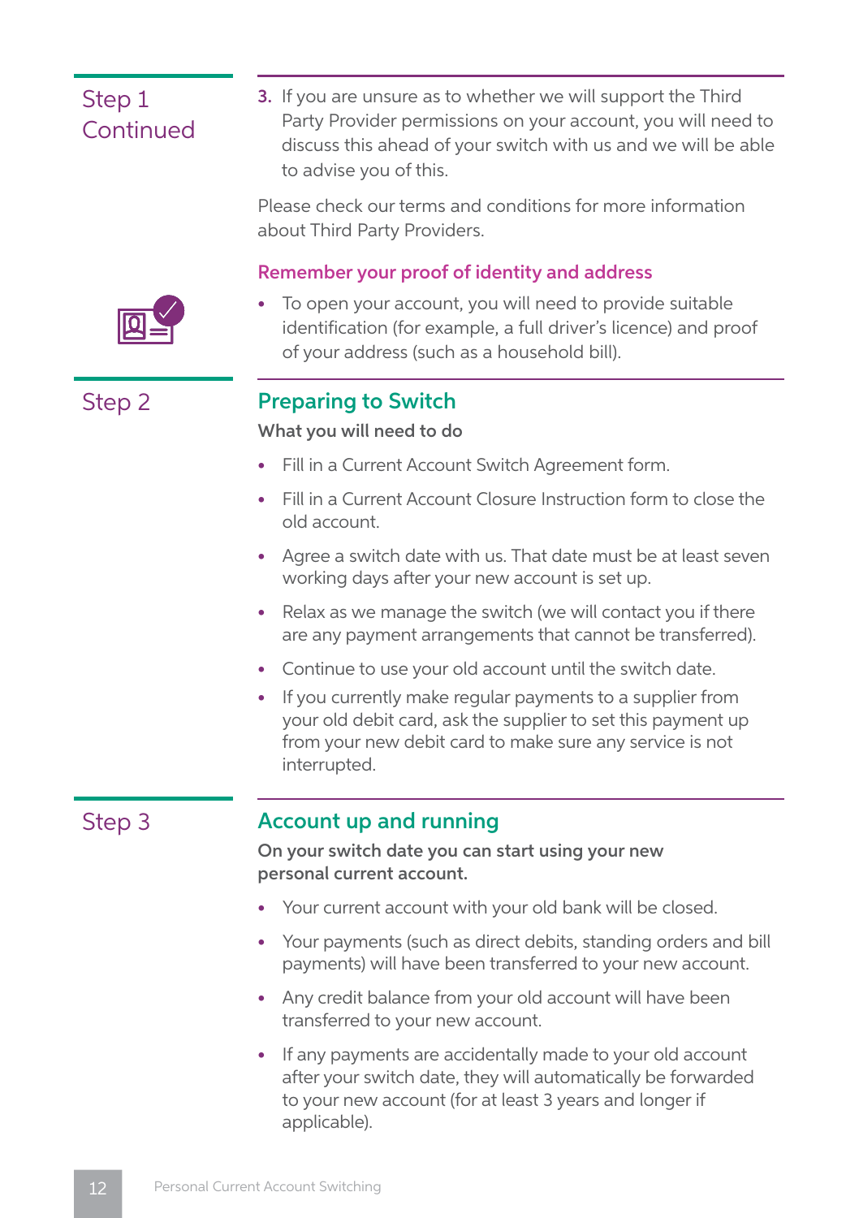## Step 1 Continued

3. If you are unsure as to whether we will support the Third Party Provider permissions on your account, you will need to discuss this ahead of your switch with us and we will be able to advise you of this.

Please check our terms and conditions for more information about Third Party Providers.

### Remember your proof of identity and address

- To open your account, you will need to provide suitable identification (for example, a full driver's licence) and proof of your address (such as a household bill).

## Step 2

### Preparing to Switch

**What you will need to do**

- Fill in a Current Account Switch Agreement form.
- Fill in a Current Account Closure Instruction form to close the old account.
- Agree a switch date with us. That date must be at least seven working days after your new account is set up.
- Relax as we manage the switch (we will contact you if there are any payment arrangements that cannot be transferred).
- Continue to use your old account until the switch date.
- If you currently make regular payments to a supplier from your old debit card, ask the supplier to set this payment up from your new debit card to make sure any service is not interrupted.

## Step 3

### Account up and running

**On your switch date you can start using your new personal current account.**

- Your current account with your old bank will be closed.
- Your payments (such as direct debits, standing orders and bill payments) will have been transferred to your new account.
- Any credit balance from your old account will have been transferred to your new account.
- If any payments are accidentally made to your old account after your switch date, they will automatically be forwarded to your new account (for at least 3 years and longer if applicable).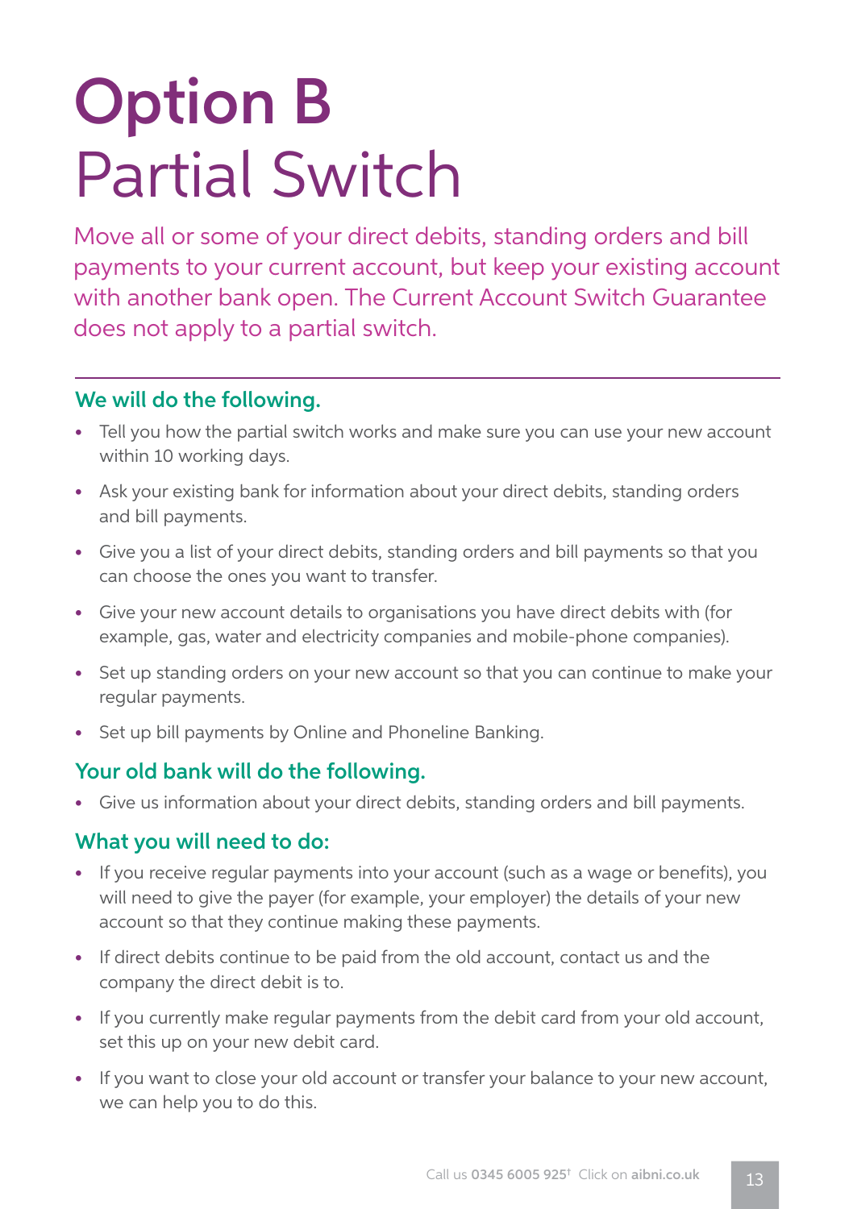# Option B
# Partial Switch

Move all or some of your direct debits, standing orders and bill payments to your current account, but keep your existing account with another bank open. The Current Account Switch Guarantee does not apply to a partial switch.

### We will do the following.

- Tell you how the partial switch works and make sure you can use your new account within 10 working days.
- Ask your existing bank for information about your direct debits, standing orders and bill payments.
- Give you a list of your direct debits, standing orders and bill payments so that you can choose the ones you want to transfer.
- Give your new account details to organisations you have direct debits with (for example, gas, water and electricity companies and mobile-phone companies).
- Set up standing orders on your new account so that you can continue to make your regular payments.
- Set up bill payments by Online and Phoneline Banking.

### Your old bank will do the following.

- Give us information about your direct debits, standing orders and bill payments.

### What you will need to do:

- If you receive regular payments into your account (such as a wage or benefits), you will need to give the payer (for example, your employer) the details of your new account so that they continue making these payments.
- If direct debits continue to be paid from the old account, contact us and the company the direct debit is to.
- If you currently make regular payments from the debit card from your old account, set this up on your new debit card.
- If you want to close your old account or transfer your balance to your new account, we can help you to do this.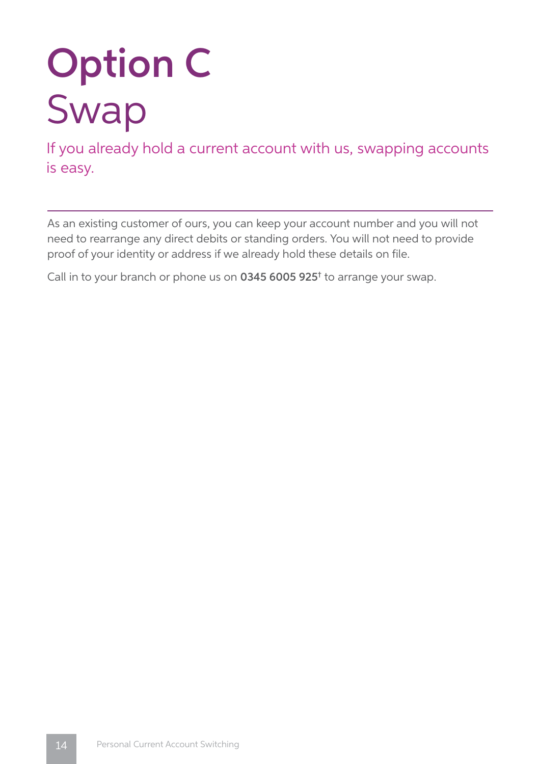# Option C
## Swap

If you already hold a current account with us, swapping accounts is easy.

As an existing customer of ours, you can keep your account number and you will not need to rearrange any direct debits or standing orders. You will not need to provide proof of your identity or address if we already hold these details on file.

Call in to your branch or phone us on **0345 6005 925**† to arrange your swap.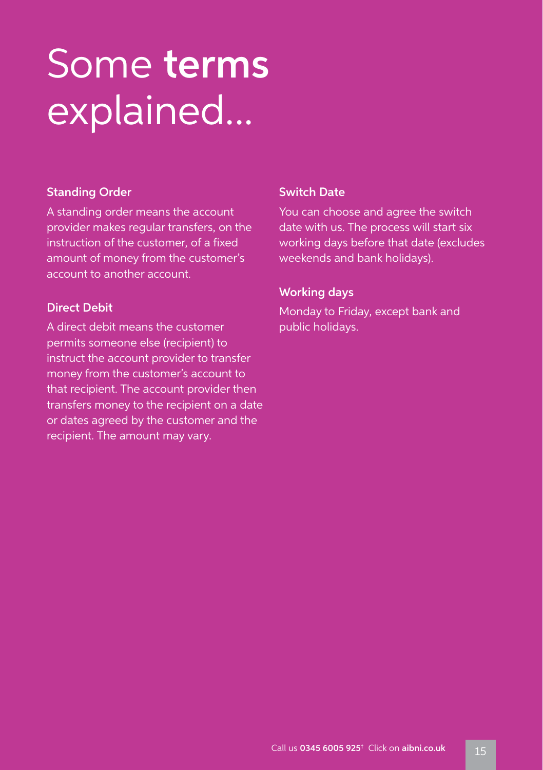# Some **terms** explained...

### Standing Order

A standing order means the account provider makes regular transfers, on the instruction of the customer, of a fixed amount of money from the customer's account to another account.

### Direct Debit

A direct debit means the customer permits someone else (recipient) to instruct the account provider to transfer money from the customer's account to that recipient. The account provider then transfers money to the recipient on a date or dates agreed by the customer and the recipient. The amount may vary.

### Switch Date

You can choose and agree the switch date with us. The process will start six working days before that date (excludes weekends and bank holidays).

### Working days

Monday to Friday, except bank and public holidays.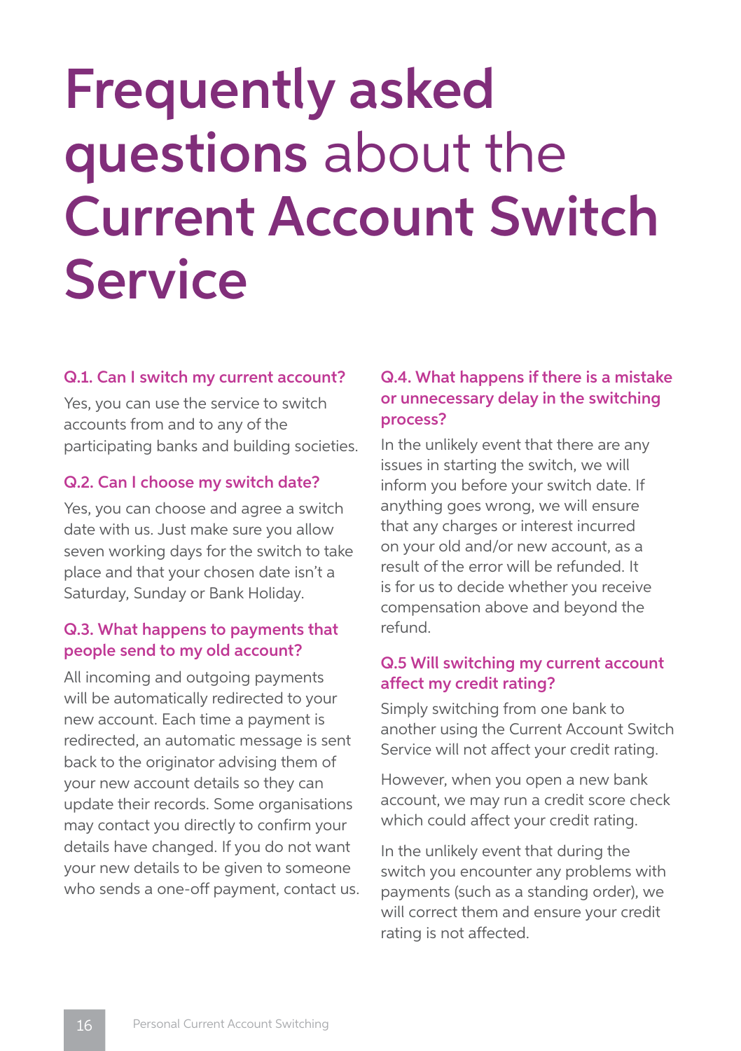# Frequently asked questions about the Current Account Switch Service

### Q.1. Can I switch my current account?

Yes, you can use the service to switch accounts from and to any of the participating banks and building societies.

### Q.2. Can I choose my switch date?

Yes, you can choose and agree a switch date with us. Just make sure you allow seven working days for the switch to take place and that your chosen date isn't a Saturday, Sunday or Bank Holiday.

### Q.3. What happens to payments that people send to my old account?

All incoming and outgoing payments will be automatically redirected to your new account. Each time a payment is redirected, an automatic message is sent back to the originator advising them of your new account details so they can update their records. Some organisations may contact you directly to confirm your details have changed. If you do not want your new details to be given to someone who sends a one-off payment, contact us.

### Q.4. What happens if there is a mistake or unnecessary delay in the switching process?

In the unlikely event that there are any issues in starting the switch, we will inform you before your switch date. If anything goes wrong, we will ensure that any charges or interest incurred on your old and/or new account, as a result of the error will be refunded. It is for us to decide whether you receive compensation above and beyond the refund.

### Q.5 Will switching my current account affect my credit rating?

Simply switching from one bank to another using the Current Account Switch Service will not affect your credit rating.

However, when you open a new bank account, we may run a credit score check which could affect your credit rating.

In the unlikely event that during the switch you encounter any problems with payments (such as a standing order), we will correct them and ensure your credit rating is not affected.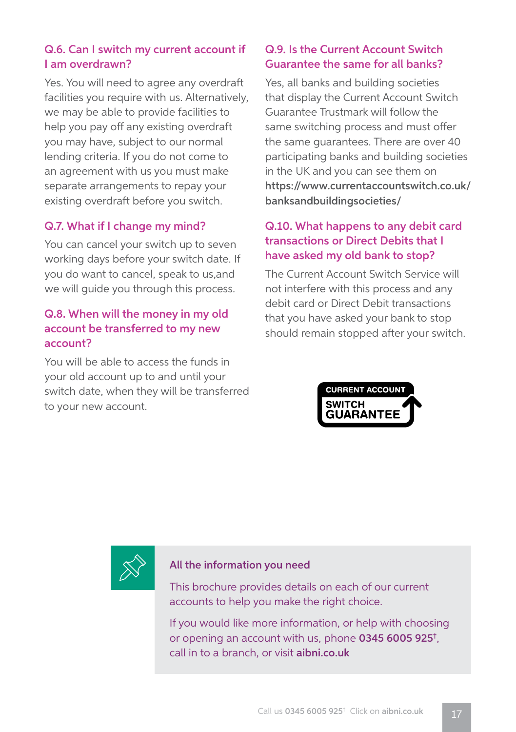### Q.6. Can I switch my current account if I am overdrawn?

Yes. You will need to agree any overdraft facilities you require with us. Alternatively, we may be able to provide facilities to help you pay off any existing overdraft you may have, subject to our normal lending criteria. If you do not come to an agreement with us you must make separate arrangements to repay your existing overdraft before you switch.

### Q.7. What if I change my mind?

You can cancel your switch up to seven working days before your switch date. If you do want to cancel, speak to us,and we will guide you through this process.

### Q.8. When will the money in my old account be transferred to my new account?

You will be able to access the funds in your old account up to and until your switch date, when they will be transferred to your new account.

### Q.9. Is the Current Account Switch Guarantee the same for all banks?

Yes, all banks and building societies that display the Current Account Switch Guarantee Trustmark will follow the same switching process and must offer the same guarantees. There are over 40 participating banks and building societies in the UK and you can see them on **https://www.currentaccountswitch.co.uk/banksandbuildingsocieties/**

### Q.10. What happens to any debit card transactions or Direct Debits that I have asked my old bank to stop?

The Current Account Switch Service will not interfere with this process and any debit card or Direct Debit transactions that you have asked your bank to stop should remain stopped after your switch.

CURRENT ACCOUNT SWITCH GUARANTEE

**All the information you need**

This brochure provides details on each of our current accounts to help you make the right choice.

If you would like more information, or help with choosing or opening an account with us, phone **0345 6005 925**†, call in to a branch, or visit **aibni.co.uk**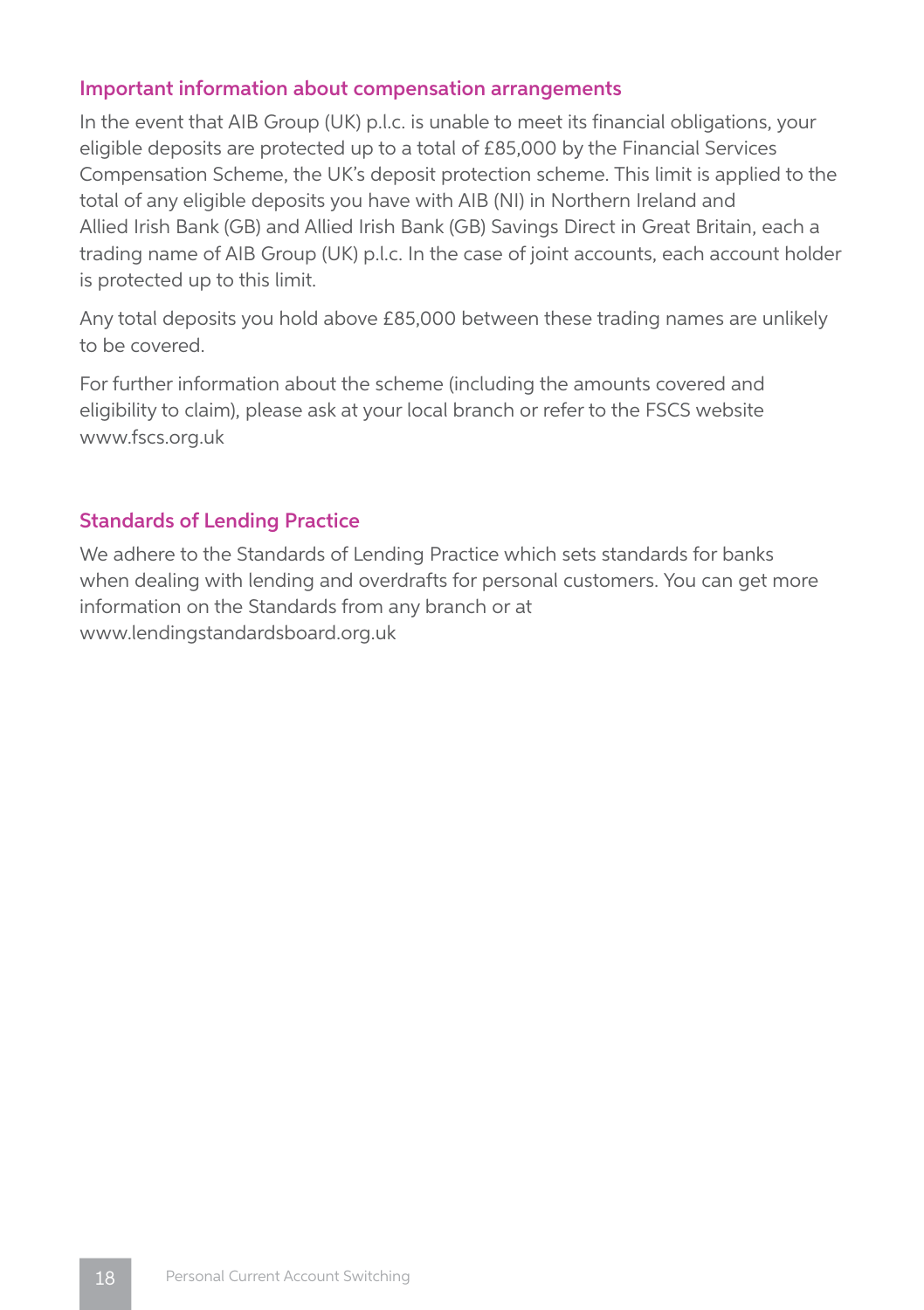## Important information about compensation arrangements

In the event that AIB Group (UK) p.l.c. is unable to meet its financial obligations, your eligible deposits are protected up to a total of £85,000 by the Financial Services Compensation Scheme, the UK's deposit protection scheme. This limit is applied to the total of any eligible deposits you have with AIB (NI) in Northern Ireland and Allied Irish Bank (GB) and Allied Irish Bank (GB) Savings Direct in Great Britain, each a trading name of AIB Group (UK) p.l.c. In the case of joint accounts, each account holder is protected up to this limit.

Any total deposits you hold above £85,000 between these trading names are unlikely to be covered.

For further information about the scheme (including the amounts covered and eligibility to claim), please ask at your local branch or refer to the FSCS website www.fscs.org.uk

## Standards of Lending Practice

We adhere to the Standards of Lending Practice which sets standards for banks when dealing with lending and overdrafts for personal customers. You can get more information on the Standards from any branch or at www.lendingstandardsboard.org.uk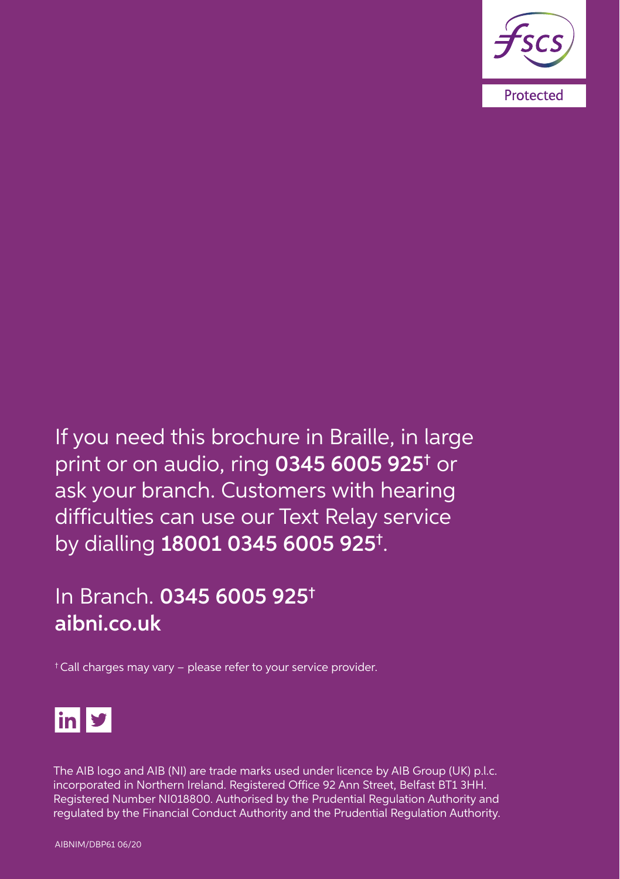FSCS Protected

If you need this brochure in Braille, in large print or on audio, ring **0345 6005 925**† or ask your branch. Customers with hearing difficulties can use our Text Relay service by dialling **18001 0345 6005 925**†.

In Branch. **0345 6005 925**†
**aibni.co.uk**

† Call charges may vary – please refer to your service provider.

The AIB logo and AIB (NI) are trade marks used under licence by AIB Group (UK) p.l.c. incorporated in Northern Ireland. Registered Office 92 Ann Street, Belfast BT1 3HH. Registered Number NI018800. Authorised by the Prudential Regulation Authority and regulated by the Financial Conduct Authority and the Prudential Regulation Authority.

AIBNIM/DBP61 06/20